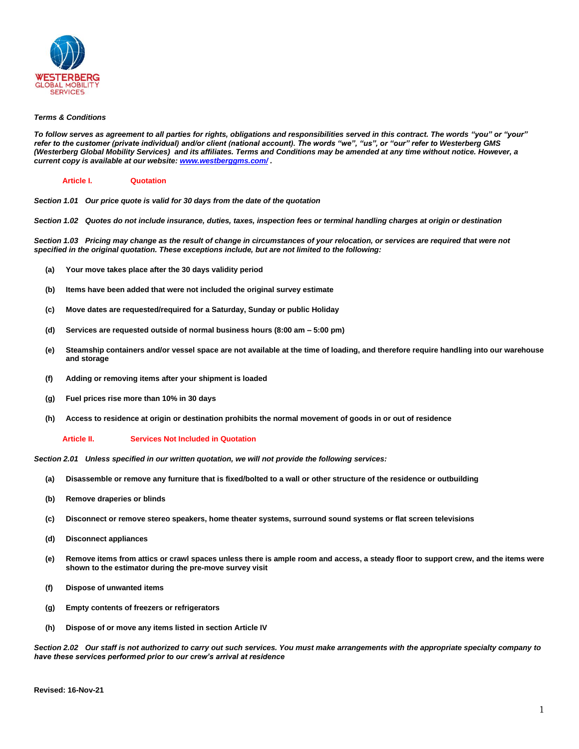WESTERBERG
GLOBAL MOBILITY
SERVICES

***Terms & Conditions***

***To follow serves as agreement to all parties for rights, obligations and responsibilities served in this contract. The words "you" or "your" refer to the customer (private individual) and/or client (national account). The words "we", "us", or "our" refer to Westerberg GMS (Westerberg Global Mobility Services) and its affiliates. Terms and Conditions may be amended at any time without notice. However, a current copy is available at our website: [www.westberggms.com/](www.westberggms.com/) .***

## Article I. Quotation

***Section 1.01 Our price quote is valid for 30 days from the date of the quotation***

***Section 1.02 Quotes do not include insurance, duties, taxes, inspection fees or terminal handling charges at origin or destination***

***Section 1.03 Pricing may change as the result of change in circumstances of your relocation, or services are required that were not specified in the original quotation. These exceptions include, but are not limited to the following:***

**(a) Your move takes place after the 30 days validity period**

**(b) Items have been added that were not included the original survey estimate**

**(c) Move dates are requested/required for a Saturday, Sunday or public Holiday**

**(d) Services are requested outside of normal business hours (8:00 am – 5:00 pm)**

**(e) Steamship containers and/or vessel space are not available at the time of loading, and therefore require handling into our warehouse and storage**

**(f) Adding or removing items after your shipment is loaded**

**(g) Fuel prices rise more than 10% in 30 days**

**(h) Access to residence at origin or destination prohibits the normal movement of goods in or out of residence**

## Article II. Services Not Included in Quotation

***Section 2.01 Unless specified in our written quotation, we will not provide the following services:***

**(a) Disassemble or remove any furniture that is fixed/bolted to a wall or other structure of the residence or outbuilding**

**(b) Remove draperies or blinds**

**(c) Disconnect or remove stereo speakers, home theater systems, surround sound systems or flat screen televisions**

**(d) Disconnect appliances**

**(e) Remove items from attics or crawl spaces unless there is ample room and access, a steady floor to support crew, and the items were shown to the estimator during the pre-move survey visit**

**(f) Dispose of unwanted items**

**(g) Empty contents of freezers or refrigerators**

**(h) Dispose of or move any items listed in section Article IV**

***Section 2.02 Our staff is not authorized to carry out such services. You must make arrangements with the appropriate specialty company to have these services performed prior to our crew's arrival at residence***

**Revised: 16-Nov-21**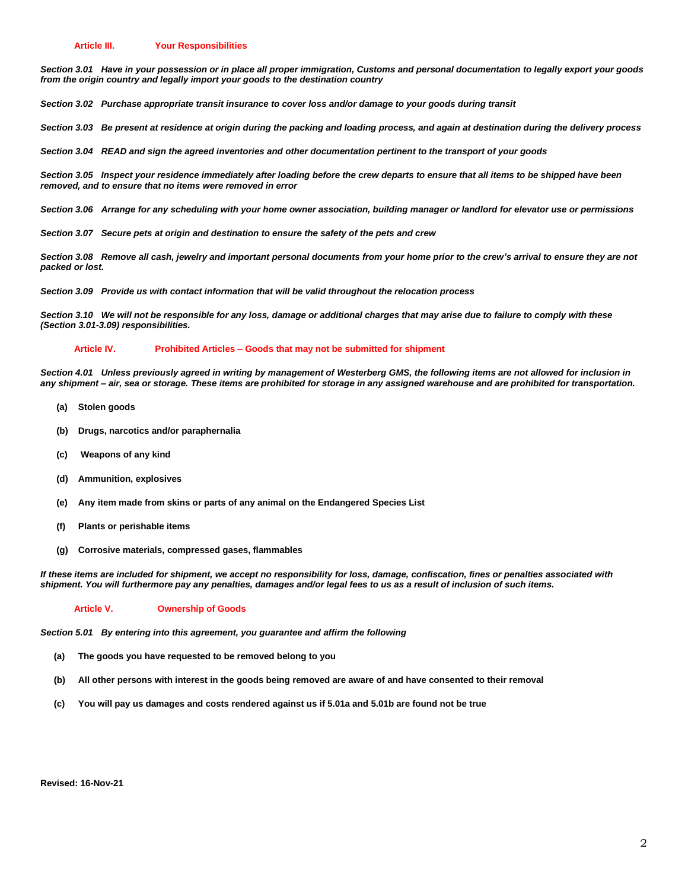## Article III. Your Responsibilities

***Section 3.01*** ***Have in your possession or in place all proper immigration, Customs and personal documentation to legally export your goods from the origin country and legally import your goods to the destination country***

***Section 3.02*** ***Purchase appropriate transit insurance to cover loss and/or damage to your goods during transit***

***Section 3.03*** ***Be present at residence at origin during the packing and loading process, and again at destination during the delivery process***

***Section 3.04*** ***READ and sign the agreed inventories and other documentation pertinent to the transport of your goods***

***Section 3.05*** ***Inspect your residence immediately after loading before the crew departs to ensure that all items to be shipped have been removed, and to ensure that no items were removed in error***

***Section 3.06*** ***Arrange for any scheduling with your home owner association, building manager or landlord for elevator use or permissions***

***Section 3.07*** ***Secure pets at origin and destination to ensure the safety of the pets and crew***

***Section 3.08*** ***Remove all cash, jewelry and important personal documents from your home prior to the crew's arrival to ensure they are not packed or lost.***

***Section 3.09*** ***Provide us with contact information that will be valid throughout the relocation process***

***Section 3.10*** ***We will not be responsible for any loss, damage or additional charges that may arise due to failure to comply with these (Section 3.01-3.09) responsibilities.***

## Article IV. Prohibited Articles – Goods that may not be submitted for shipment

***Section 4.01*** ***Unless previously agreed in writing by management of Westerberg GMS, the following items are not allowed for inclusion in any shipment – air, sea or storage. These items are prohibited for storage in any assigned warehouse and are prohibited for transportation.***

**(a) Stolen goods**

**(b) Drugs, narcotics and/or paraphernalia**

**(c) Weapons of any kind**

**(d) Ammunition, explosives**

**(e) Any item made from skins or parts of any animal on the Endangered Species List**

**(f) Plants or perishable items**

**(g) Corrosive materials, compressed gases, flammables**

***If these items are included for shipment, we accept no responsibility for loss, damage, confiscation, fines or penalties associated with shipment. You will furthermore pay any penalties, damages and/or legal fees to us as a result of inclusion of such items.***

## Article V. Ownership of Goods

***Section 5.01*** ***By entering into this agreement, you guarantee and affirm the following***

**(a) The goods you have requested to be removed belong to you**

**(b) All other persons with interest in the goods being removed are aware of and have consented to their removal**

**(c) You will pay us damages and costs rendered against us if 5.01a and 5.01b are found not be true**

**Revised: 16-Nov-21**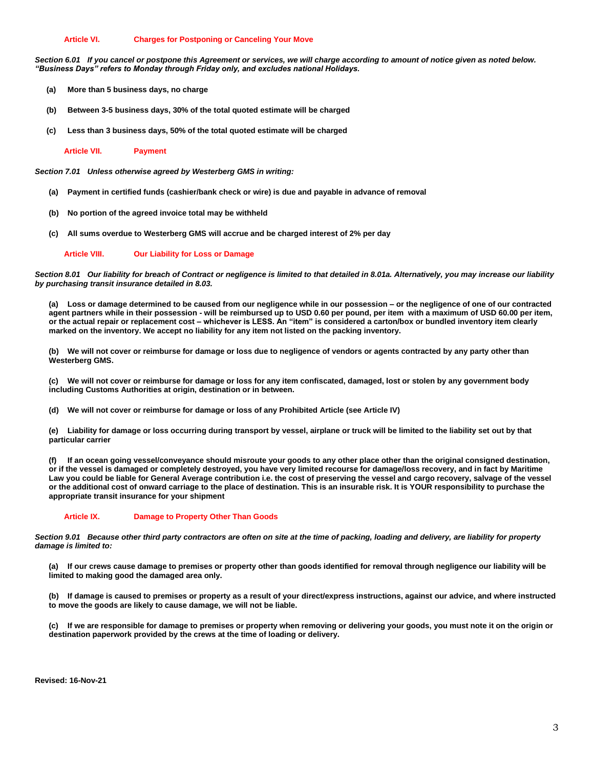## Article VI. Charges for Postponing or Canceling Your Move

***Section 6.01 If you cancel or postpone this Agreement or services, we will charge according to amount of notice given as noted below. "Business Days" refers to Monday through Friday only, and excludes national Holidays.***

**(a) More than 5 business days, no charge**

**(b) Between 3-5 business days, 30% of the total quoted estimate will be charged**

**(c) Less than 3 business days, 50% of the total quoted estimate will be charged**

## Article VII. Payment

***Section 7.01 Unless otherwise agreed by Westerberg GMS in writing:***

**(a) Payment in certified funds (cashier/bank check or wire) is due and payable in advance of removal**

**(b) No portion of the agreed invoice total may be withheld**

**(c) All sums overdue to Westerberg GMS will accrue and be charged interest of 2% per day**

## Article VIII. Our Liability for Loss or Damage

***Section 8.01 Our liability for breach of Contract or negligence is limited to that detailed in 8.01a. Alternatively, you may increase our liability by purchasing transit insurance detailed in 8.03.***

**(a) Loss or damage determined to be caused from our negligence while in our possession – or the negligence of one of our contracted agent partners while in their possession - will be reimbursed up to USD 0.60 per pound, per item with a maximum of USD 60.00 per item, or the actual repair or replacement cost – whichever is LESS. An "item" is considered a carton/box or bundled inventory item clearly marked on the inventory. We accept no liability for any item not listed on the packing inventory.**

**(b) We will not cover or reimburse for damage or loss due to negligence of vendors or agents contracted by any party other than Westerberg GMS.**

**(c) We will not cover or reimburse for damage or loss for any item confiscated, damaged, lost or stolen by any government body including Customs Authorities at origin, destination or in between.**

**(d) We will not cover or reimburse for damage or loss of any Prohibited Article (see Article IV)**

**(e) Liability for damage or loss occurring during transport by vessel, airplane or truck will be limited to the liability set out by that particular carrier**

**(f) If an ocean going vessel/conveyance should misroute your goods to any other place other than the original consigned destination, or if the vessel is damaged or completely destroyed, you have very limited recourse for damage/loss recovery, and in fact by Maritime Law you could be liable for General Average contribution i.e. the cost of preserving the vessel and cargo recovery, salvage of the vessel or the additional cost of onward carriage to the place of destination. This is an insurable risk. It is YOUR responsibility to purchase the appropriate transit insurance for your shipment**

## Article IX. Damage to Property Other Than Goods

***Section 9.01 Because other third party contractors are often on site at the time of packing, loading and delivery, are liability for property damage is limited to:***

**(a) If our crews cause damage to premises or property other than goods identified for removal through negligence our liability will be limited to making good the damaged area only.**

**(b) If damage is caused to premises or property as a result of your direct/express instructions, against our advice, and where instructed to move the goods are likely to cause damage, we will not be liable.**

**(c) If we are responsible for damage to premises or property when removing or delivering your goods, you must note it on the origin or destination paperwork provided by the crews at the time of loading or delivery.**

**Revised: 16-Nov-21**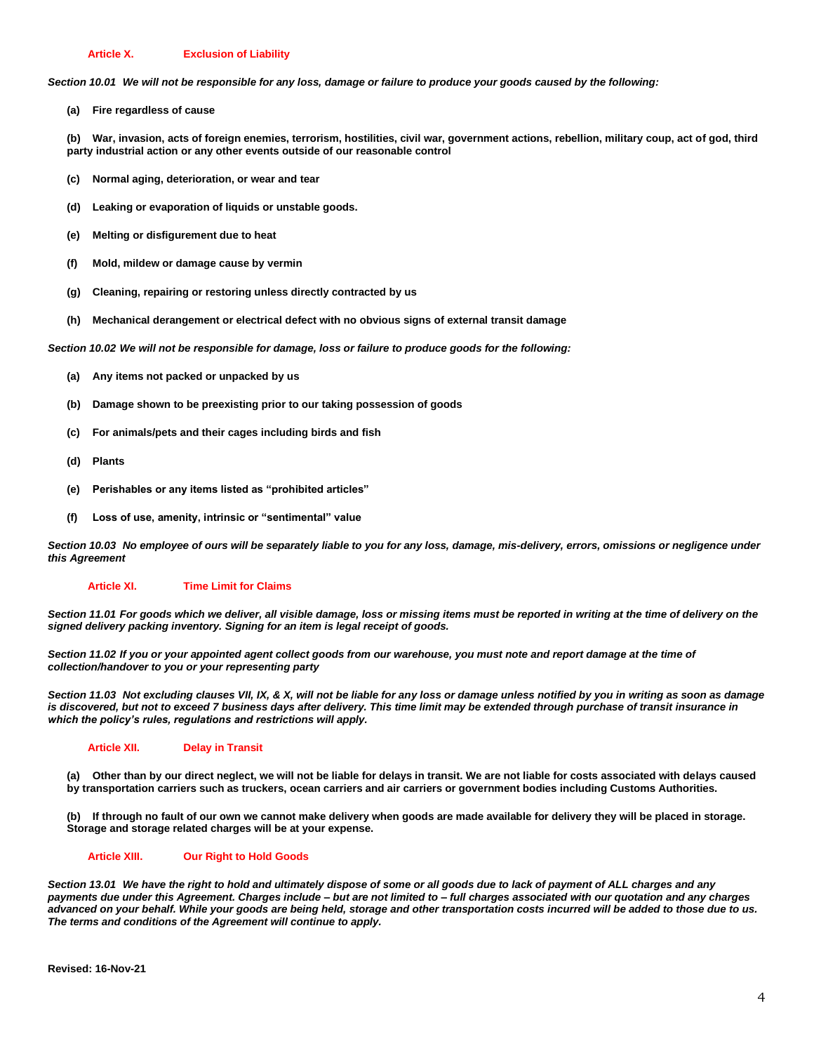## Article X. Exclusion of Liability

***Section 10.01 We will not be responsible for any loss, damage or failure to produce your goods caused by the following:***

**(a) Fire regardless of cause**

**(b) War, invasion, acts of foreign enemies, terrorism, hostilities, civil war, government actions, rebellion, military coup, act of god, third party industrial action or any other events outside of our reasonable control**

**(c) Normal aging, deterioration, or wear and tear**

**(d) Leaking or evaporation of liquids or unstable goods.**

**(e) Melting or disfigurement due to heat**

**(f) Mold, mildew or damage cause by vermin**

**(g) Cleaning, repairing or restoring unless directly contracted by us**

**(h) Mechanical derangement or electrical defect with no obvious signs of external transit damage**

***Section 10.02 We will not be responsible for damage, loss or failure to produce goods for the following:***

**(a) Any items not packed or unpacked by us**

**(b) Damage shown to be preexisting prior to our taking possession of goods**

**(c) For animals/pets and their cages including birds and fish**

**(d) Plants**

**(e) Perishables or any items listed as "prohibited articles"**

**(f) Loss of use, amenity, intrinsic or "sentimental" value**

***Section 10.03 No employee of ours will be separately liable to you for any loss, damage, mis-delivery, errors, omissions or negligence under this Agreement***

## Article XI. Time Limit for Claims

***Section 11.01 For goods which we deliver, all visible damage, loss or missing items must be reported in writing at the time of delivery on the signed delivery packing inventory. Signing for an item is legal receipt of goods.***

***Section 11.02 If you or your appointed agent collect goods from our warehouse, you must note and report damage at the time of collection/handover to you or your representing party***

***Section 11.03 Not excluding clauses VII, IX, & X, will not be liable for any loss or damage unless notified by you in writing as soon as damage is discovered, but not to exceed 7 business days after delivery. This time limit may be extended through purchase of transit insurance in which the policy's rules, regulations and restrictions will apply.***

## Article XII. Delay in Transit

**(a) Other than by our direct neglect, we will not be liable for delays in transit. We are not liable for costs associated with delays caused by transportation carriers such as truckers, ocean carriers and air carriers or government bodies including Customs Authorities.**

**(b) If through no fault of our own we cannot make delivery when goods are made available for delivery they will be placed in storage. Storage and storage related charges will be at your expense.**

## Article XIII. Our Right to Hold Goods

***Section 13.01 We have the right to hold and ultimately dispose of some or all goods due to lack of payment of ALL charges and any payments due under this Agreement. Charges include – but are not limited to – full charges associated with our quotation and any charges advanced on your behalf. While your goods are being held, storage and other transportation costs incurred will be added to those due to us. The terms and conditions of the Agreement will continue to apply.***

**Revised: 16-Nov-21**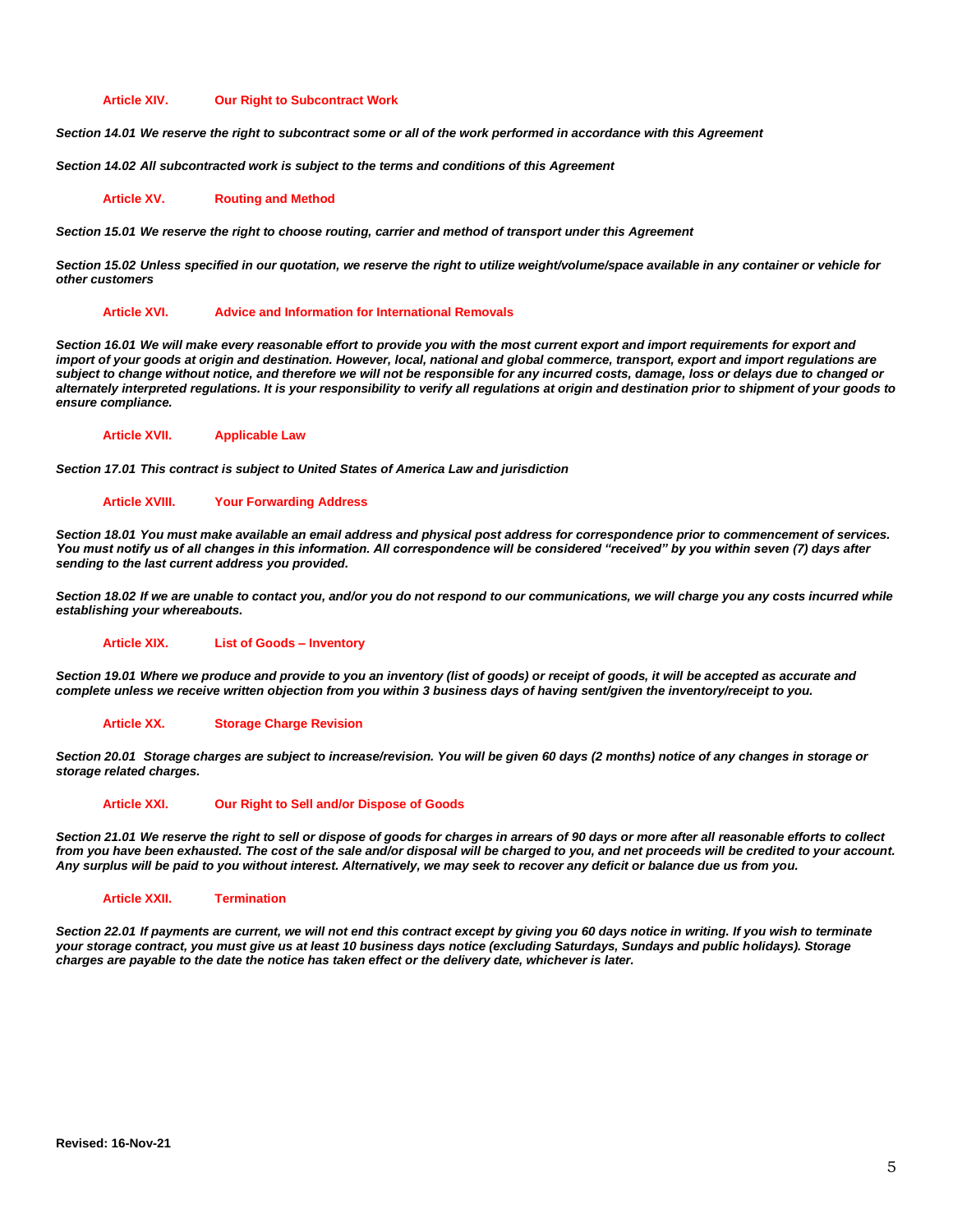## Article XIV. Our Right to Subcontract Work

***Section 14.01 We reserve the right to subcontract some or all of the work performed in accordance with this Agreement***

***Section 14.02 All subcontracted work is subject to the terms and conditions of this Agreement***

## Article XV. Routing and Method

***Section 15.01 We reserve the right to choose routing, carrier and method of transport under this Agreement***

***Section 15.02 Unless specified in our quotation, we reserve the right to utilize weight/volume/space available in any container or vehicle for other customers***

## Article XVI. Advice and Information for International Removals

***Section 16.01 We will make every reasonable effort to provide you with the most current export and import requirements for export and import of your goods at origin and destination. However, local, national and global commerce, transport, export and import regulations are subject to change without notice, and therefore we will not be responsible for any incurred costs, damage, loss or delays due to changed or alternately interpreted regulations. It is your responsibility to verify all regulations at origin and destination prior to shipment of your goods to ensure compliance.***

## Article XVII. Applicable Law

***Section 17.01 This contract is subject to United States of America Law and jurisdiction***

## Article XVIII. Your Forwarding Address

***Section 18.01 You must make available an email address and physical post address for correspondence prior to commencement of services. You must notify us of all changes in this information. All correspondence will be considered "received" by you within seven (7) days after sending to the last current address you provided.***

***Section 18.02 If we are unable to contact you, and/or you do not respond to our communications, we will charge you any costs incurred while establishing your whereabouts.***

## Article XIX. List of Goods – Inventory

***Section 19.01 Where we produce and provide to you an inventory (list of goods) or receipt of goods, it will be accepted as accurate and complete unless we receive written objection from you within 3 business days of having sent/given the inventory/receipt to you.***

## Article XX. Storage Charge Revision

***Section 20.01 Storage charges are subject to increase/revision. You will be given 60 days (2 months) notice of any changes in storage or storage related charges.***

## Article XXI. Our Right to Sell and/or Dispose of Goods

***Section 21.01 We reserve the right to sell or dispose of goods for charges in arrears of 90 days or more after all reasonable efforts to collect from you have been exhausted. The cost of the sale and/or disposal will be charged to you, and net proceeds will be credited to your account. Any surplus will be paid to you without interest. Alternatively, we may seek to recover any deficit or balance due us from you.***

## Article XXII. Termination

***Section 22.01 If payments are current, we will not end this contract except by giving you 60 days notice in writing. If you wish to terminate your storage contract, you must give us at least 10 business days notice (excluding Saturdays, Sundays and public holidays). Storage charges are payable to the date the notice has taken effect or the delivery date, whichever is later.***

**Revised: 16-Nov-21**